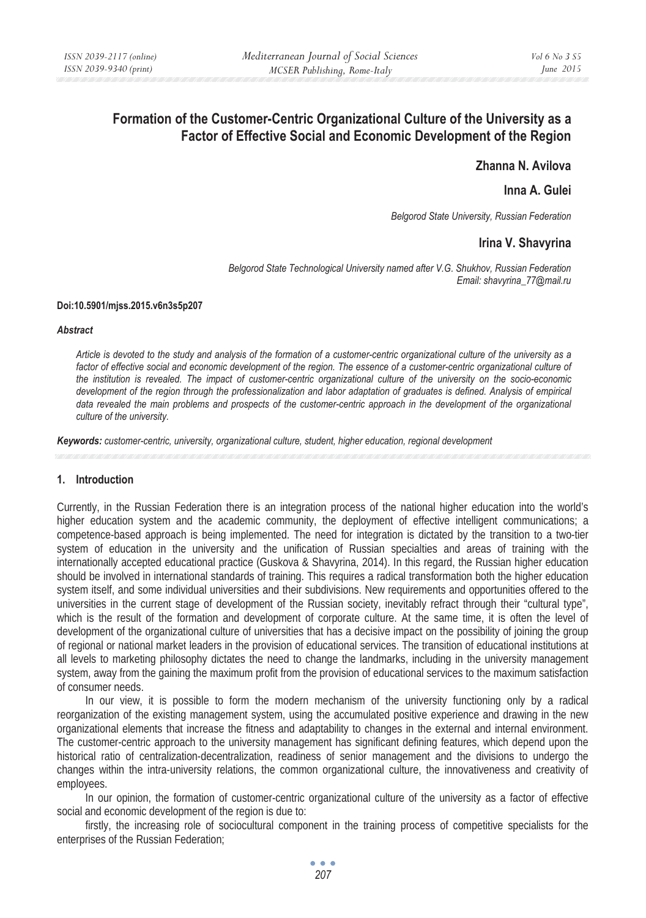# Formation of the Customer-Centric Organizational Culture of the University as a Factor of Effective Social and Economic Development of the Region

**Zhanna N. Avilova**

**Inna A. Gulei**

*Belgorod State University, Russian Federation*

**Irina V. Shavyrina**

*Belgorod State Technological University named after V.G. Shukhov, Russian Federation*
*Email: shavyrina_77@mail.ru*

**Doi:10.5901/mjss.2015.v6n3s5p207**

### *Abstract*

*Article is devoted to the study and analysis of the formation of a customer-centric organizational culture of the university as a factor of effective social and economic development of the region. The essence of a customer-centric organizational culture of the institution is revealed. The impact of customer-centric organizational culture of the university on the socio-economic development of the region through the professionalization and labor adaptation of graduates is defined. Analysis of empirical data revealed the main problems and prospects of the customer-centric approach in the development of the organizational culture of the university.*

***Keywords:** customer-centric, university, organizational culture, student, higher education, regional development*

## 1. Introduction

Currently, in the Russian Federation there is an integration process of the national higher education into the world's higher education system and the academic community, the deployment of effective intelligent communications; a competence-based approach is being implemented. The need for integration is dictated by the transition to a two-tier system of education in the university and the unification of Russian specialties and areas of training with the internationally accepted educational practice (Guskova & Shavyrina, 2014). In this regard, the Russian higher education should be involved in international standards of training. This requires a radical transformation both the higher education system itself, and some individual universities and their subdivisions. New requirements and opportunities offered to the universities in the current stage of development of the Russian society, inevitably refract through their "cultural type", which is the result of the formation and development of corporate culture. At the same time, it is often the level of development of the organizational culture of universities that has a decisive impact on the possibility of joining the group of regional or national market leaders in the provision of educational services. The transition of educational institutions at all levels to marketing philosophy dictates the need to change the landmarks, including in the university management system, away from the gaining the maximum profit from the provision of educational services to the maximum satisfaction of consumer needs.

In our view, it is possible to form the modern mechanism of the university functioning only by a radical reorganization of the existing management system, using the accumulated positive experience and drawing in the new organizational elements that increase the fitness and adaptability to changes in the external and internal environment. The customer-centric approach to the university management has significant defining features, which depend upon the historical ratio of centralization-decentralization, readiness of senior management and the divisions to undergo the changes within the intra-university relations, the common organizational culture, the innovativeness and creativity of employees.

In our opinion, the formation of customer-centric organizational culture of the university as a factor of effective social and economic development of the region is due to:

firstly, the increasing role of sociocultural component in the training process of competitive specialists for the enterprises of the Russian Federation;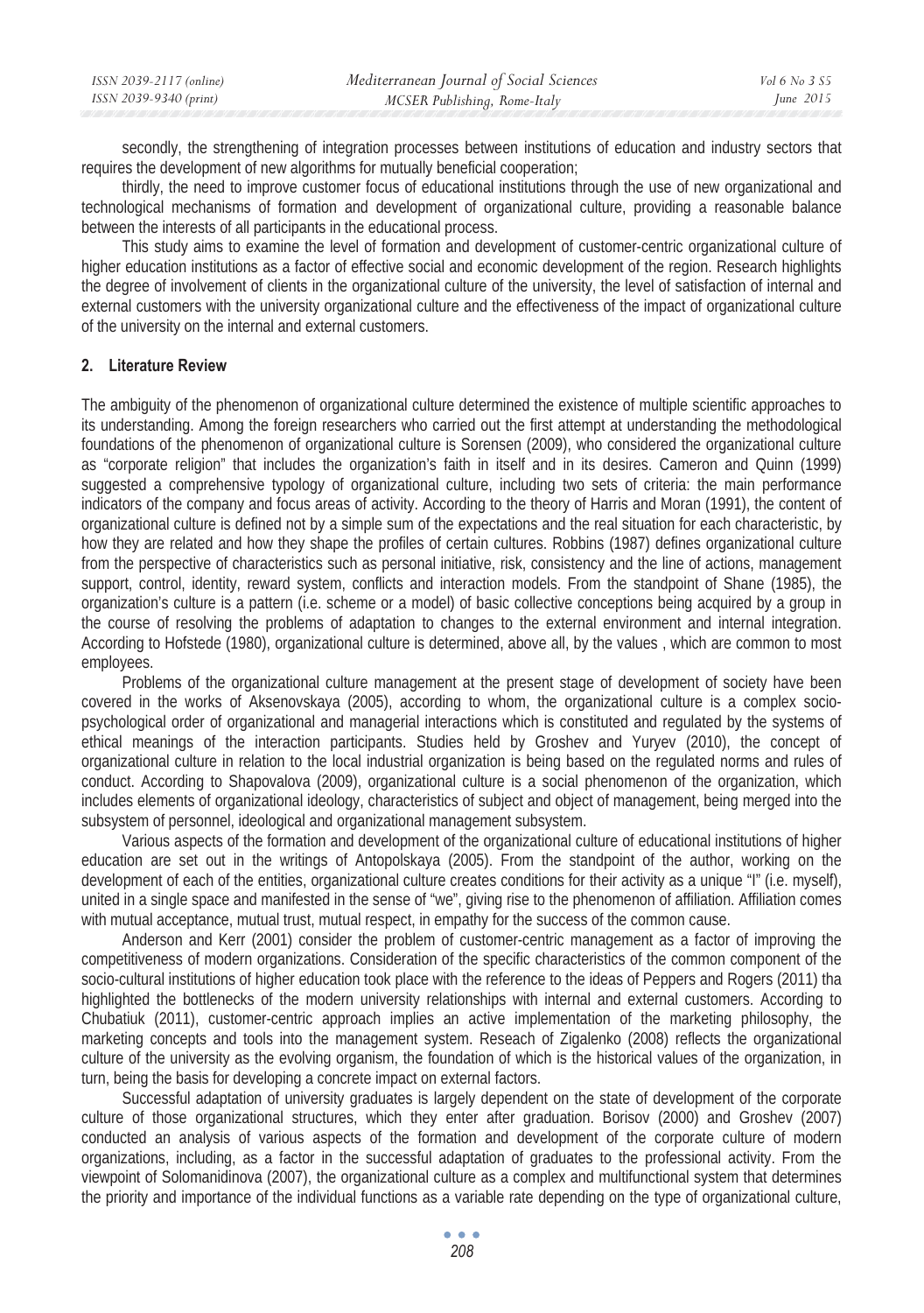secondly, the strengthening of integration processes between institutions of education and industry sectors that requires the development of new algorithms for mutually beneficial cooperation;

thirdly, the need to improve customer focus of educational institutions through the use of new organizational and technological mechanisms of formation and development of organizational culture, providing a reasonable balance between the interests of all participants in the educational process.

This study aims to examine the level of formation and development of customer-centric organizational culture of higher education institutions as a factor of effective social and economic development of the region. Research highlights the degree of involvement of clients in the organizational culture of the university, the level of satisfaction of internal and external customers with the university organizational culture and the effectiveness of the impact of organizational culture of the university on the internal and external customers.

## 2. Literature Review

The ambiguity of the phenomenon of organizational culture determined the existence of multiple scientific approaches to its understanding. Among the foreign researchers who carried out the first attempt at understanding the methodological foundations of the phenomenon of organizational culture is Sorensen (2009), who considered the organizational culture as "corporate religion" that includes the organization's faith in itself and in its desires. Cameron and Quinn (1999) suggested a comprehensive typology of organizational culture, including two sets of criteria: the main performance indicators of the company and focus areas of activity. According to the theory of Harris and Moran (1991), the content of organizational culture is defined not by a simple sum of the expectations and the real situation for each characteristic, by how they are related and how they shape the profiles of certain cultures. Robbins (1987) defines organizational culture from the perspective of characteristics such as personal initiative, risk, consistency and the line of actions, management support, control, identity, reward system, conflicts and interaction models. From the standpoint of Shane (1985), the organization's culture is a pattern (i.e. scheme or a model) of basic collective conceptions being acquired by a group in the course of resolving the problems of adaptation to changes to the external environment and internal integration. According to Hofstede (1980), organizational culture is determined, above all, by the values , which are common to most employees.

Problems of the organizational culture management at the present stage of development of society have been covered in the works of Aksenovskaya (2005), according to whom, the organizational culture is a complex socio-psychological order of organizational and managerial interactions which is constituted and regulated by the systems of ethical meanings of the interaction participants. Studies held by Groshev and Yuryev (2010), the concept of organizational culture in relation to the local industrial organization is being based on the regulated norms and rules of conduct. According to Shapovalova (2009), organizational culture is a social phenomenon of the organization, which includes elements of organizational ideology, characteristics of subject and object of management, being merged into the subsystem of personnel, ideological and organizational management subsystem.

Various aspects of the formation and development of the organizational culture of educational institutions of higher education are set out in the writings of Antopolskaya (2005). From the standpoint of the author, working on the development of each of the entities, organizational culture creates conditions for their activity as a unique "I" (i.e. myself), united in a single space and manifested in the sense of "we", giving rise to the phenomenon of affiliation. Affiliation comes with mutual acceptance, mutual trust, mutual respect, in empathy for the success of the common cause.

Anderson and Kerr (2001) consider the problem of customer-centric management as a factor of improving the competitiveness of modern organizations. Consideration of the specific characteristics of the common component of the socio-cultural institutions of higher education took place with the reference to the ideas of Peppers and Rogers (2011) tha highlighted the bottlenecks of the modern university relationships with internal and external customers. According to Chubatiuk (2011), customer-centric approach implies an active implementation of the marketing philosophy, the marketing concepts and tools into the management system. Reseach of Zigalenko (2008) reflects the organizational culture of the university as the evolving organism, the foundation of which is the historical values of the organization, in turn, being the basis for developing a concrete impact on external factors.

Successful adaptation of university graduates is largely dependent on the state of development of the corporate culture of those organizational structures, which they enter after graduation. Borisov (2000) and Groshev (2007) conducted an analysis of various aspects of the formation and development of the corporate culture of modern organizations, including, as a factor in the successful adaptation of graduates to the professional activity. From the viewpoint of Solomanidinova (2007), the organizational culture as a complex and multifunctional system that determines the priority and importance of the individual functions as a variable rate depending on the type of organizational culture,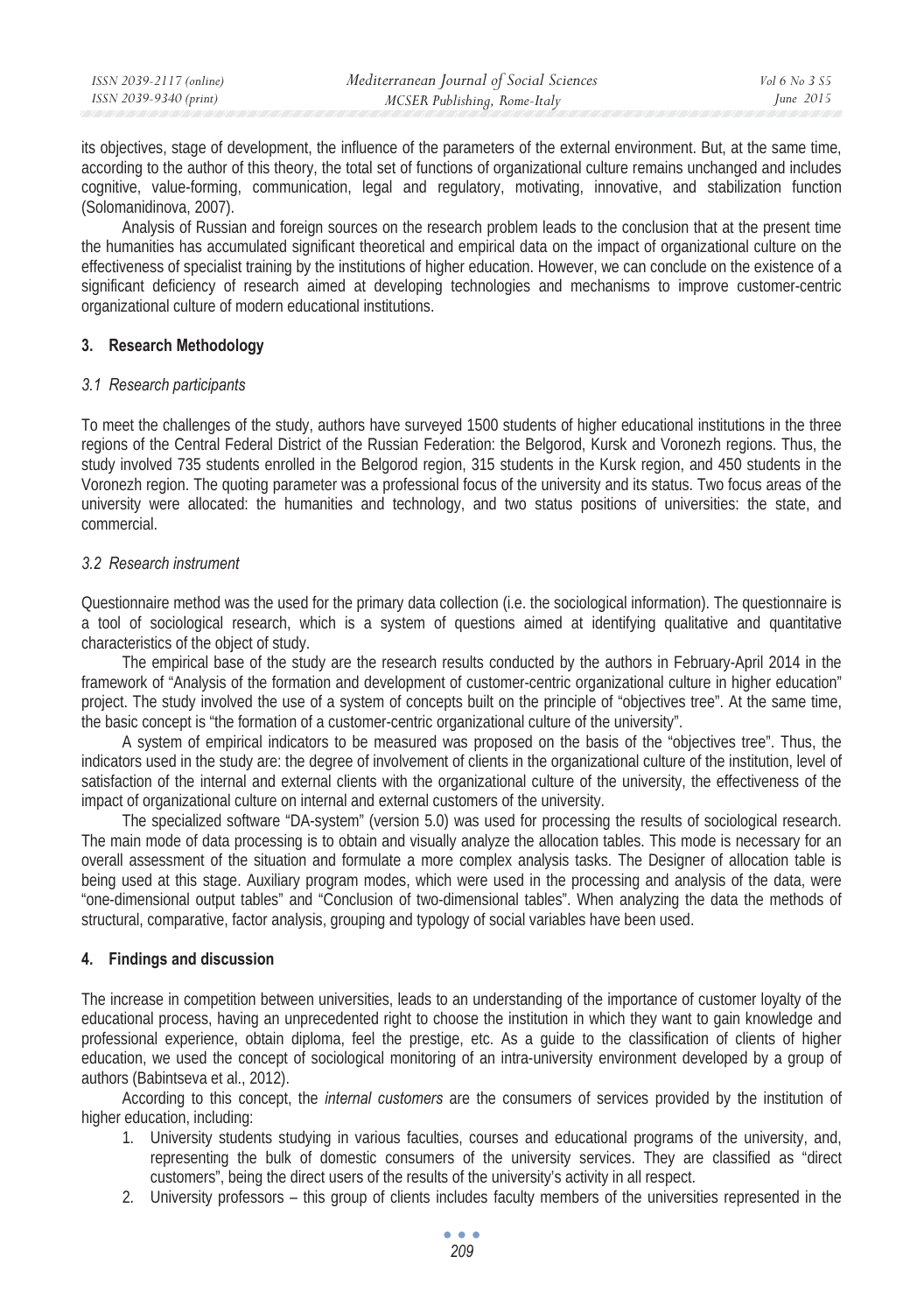its objectives, stage of development, the influence of the parameters of the external environment. But, at the same time, according to the author of this theory, the total set of functions of organizational culture remains unchanged and includes cognitive, value-forming, communication, legal and regulatory, motivating, innovative, and stabilization function (Solomanidinova, 2007).

Analysis of Russian and foreign sources on the research problem leads to the conclusion that at the present time the humanities has accumulated significant theoretical and empirical data on the impact of organizational culture on the effectiveness of specialist training by the institutions of higher education. However, we can conclude on the existence of a significant deficiency of research aimed at developing technologies and mechanisms to improve customer-centric organizational culture of modern educational institutions.

## 3. Research Methodology

### *3.1 Research participants*

To meet the challenges of the study, authors have surveyed 1500 students of higher educational institutions in the three regions of the Central Federal District of the Russian Federation: the Belgorod, Kursk and Voronezh regions. Thus, the study involved 735 students enrolled in the Belgorod region, 315 students in the Kursk region, and 450 students in the Voronezh region. The quoting parameter was a professional focus of the university and its status. Two focus areas of the university were allocated: the humanities and technology, and two status positions of universities: the state, and commercial.

### *3.2 Research instrument*

Questionnaire method was the used for the primary data collection (i.e. the sociological information). The questionnaire is a tool of sociological research, which is a system of questions aimed at identifying qualitative and quantitative characteristics of the object of study.

The empirical base of the study are the research results conducted by the authors in February-April 2014 in the framework of "Analysis of the formation and development of customer-centric organizational culture in higher education" project. The study involved the use of a system of concepts built on the principle of "objectives tree". At the same time, the basic concept is "the formation of a customer-centric organizational culture of the university".

A system of empirical indicators to be measured was proposed on the basis of the "objectives tree". Thus, the indicators used in the study are: the degree of involvement of clients in the organizational culture of the institution, level of satisfaction of the internal and external clients with the organizational culture of the university, the effectiveness of the impact of organizational culture on internal and external customers of the university.

The specialized software "DA-system" (version 5.0) was used for processing the results of sociological research. The main mode of data processing is to obtain and visually analyze the allocation tables. This mode is necessary for an overall assessment of the situation and formulate a more complex analysis tasks. The Designer of allocation table is being used at this stage. Auxiliary program modes, which were used in the processing and analysis of the data, were "one-dimensional output tables" and "Conclusion of two-dimensional tables". When analyzing the data the methods of structural, comparative, factor analysis, grouping and typology of social variables have been used.

## 4. Findings and discussion

The increase in competition between universities, leads to an understanding of the importance of customer loyalty of the educational process, having an unprecedented right to choose the institution in which they want to gain knowledge and professional experience, obtain diploma, feel the prestige, etc. As a guide to the classification of clients of higher education, we used the concept of sociological monitoring of an intra-university environment developed by a group of authors (Babintseva et al., 2012).

According to this concept, the *internal customers* are the consumers of services provided by the institution of higher education, including:

1. University students studying in various faculties, courses and educational programs of the university, and, representing the bulk of domestic consumers of the university services. They are classified as "direct customers", being the direct users of the results of the university's activity in all respect.
2. University professors – this group of clients includes faculty members of the universities represented in the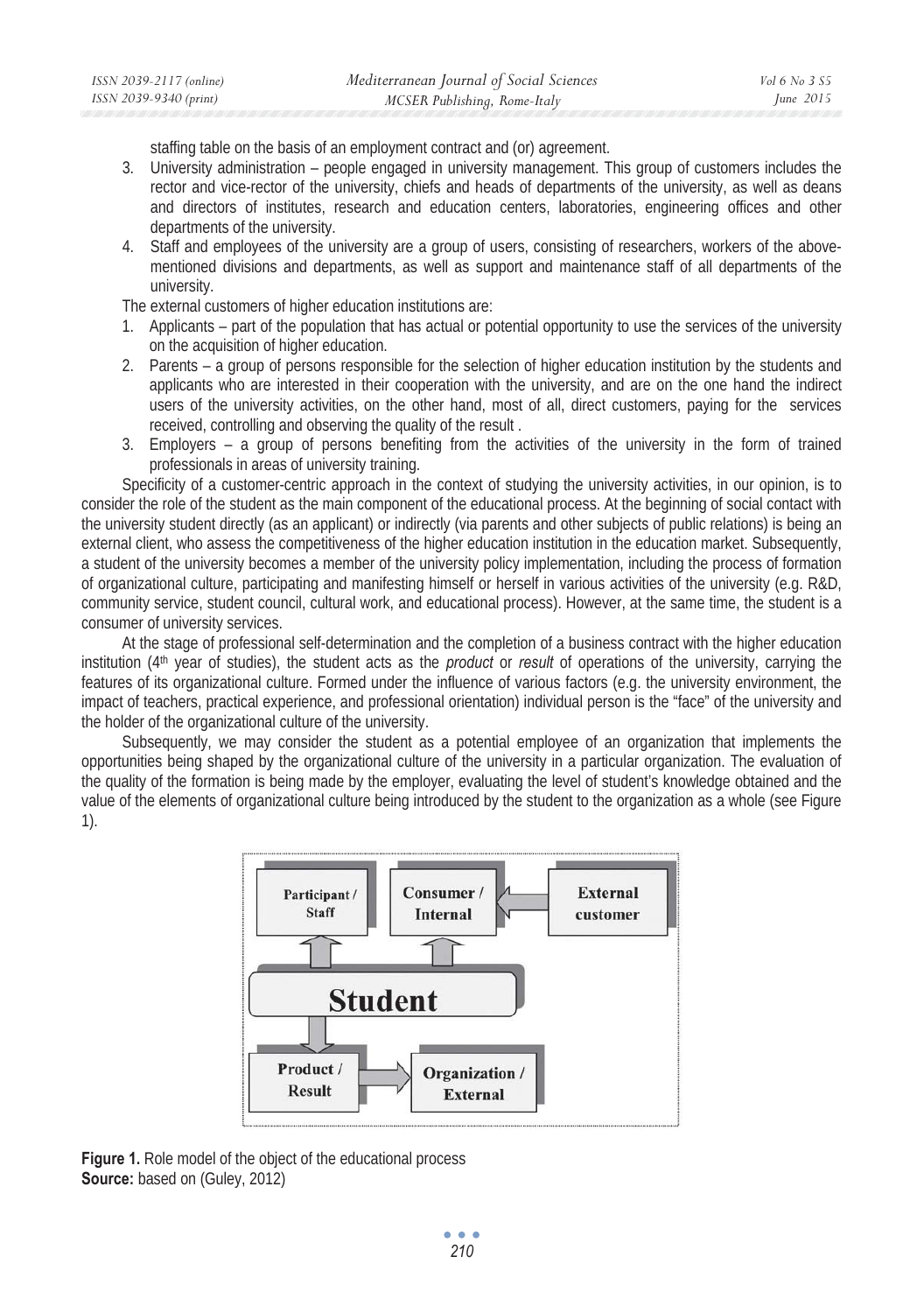staffing table on the basis of an employment contract and (or) agreement.

3. University administration – people engaged in university management. This group of customers includes the rector and vice-rector of the university, chiefs and heads of departments of the university, as well as deans and directors of institutes, research and education centers, laboratories, engineering offices and other departments of the university.
4. Staff and employees of the university are a group of users, consisting of researchers, workers of the above-mentioned divisions and departments, as well as support and maintenance staff of all departments of the university.

The external customers of higher education institutions are:

1. Applicants – part of the population that has actual or potential opportunity to use the services of the university on the acquisition of higher education.
2. Parents – a group of persons responsible for the selection of higher education institution by the students and applicants who are interested in their cooperation with the university, and are on the one hand the indirect users of the university activities, on the other hand, most of all, direct customers, paying for the services received, controlling and observing the quality of the result .
3. Employers – a group of persons benefiting from the activities of the university in the form of trained professionals in areas of university training.

Specificity of a customer-centric approach in the context of studying the university activities, in our opinion, is to consider the role of the student as the main component of the educational process. At the beginning of social contact with the university student directly (as an applicant) or indirectly (via parents and other subjects of public relations) is being an external client, who assess the competitiveness of the higher education institution in the education market. Subsequently, a student of the university becomes a member of the university policy implementation, including the process of formation of organizational culture, participating and manifesting himself or herself in various activities of the university (e.g. R&D, community service, student council, cultural work, and educational process). However, at the same time, the student is a consumer of university services.

At the stage of professional self-determination and the completion of a business contract with the higher education institution (4th year of studies), the student acts as the *product* or *result* of operations of the university, carrying the features of its organizational culture. Formed under the influence of various factors (e.g. the university environment, the impact of teachers, practical experience, and professional orientation) individual person is the "face" of the university and the holder of the organizational culture of the university.

Subsequently, we may consider the student as a potential employee of an organization that implements the opportunities being shaped by the organizational culture of the university in a particular organization. The evaluation of the quality of the formation is being made by the employer, evaluating the level of student's knowledge obtained and the value of the elements of organizational culture being introduced by the student to the organization as a whole (see Figure 1).

**Figure 1.** Role model of the object of the educational process
**Source:** based on (Guley, 2012)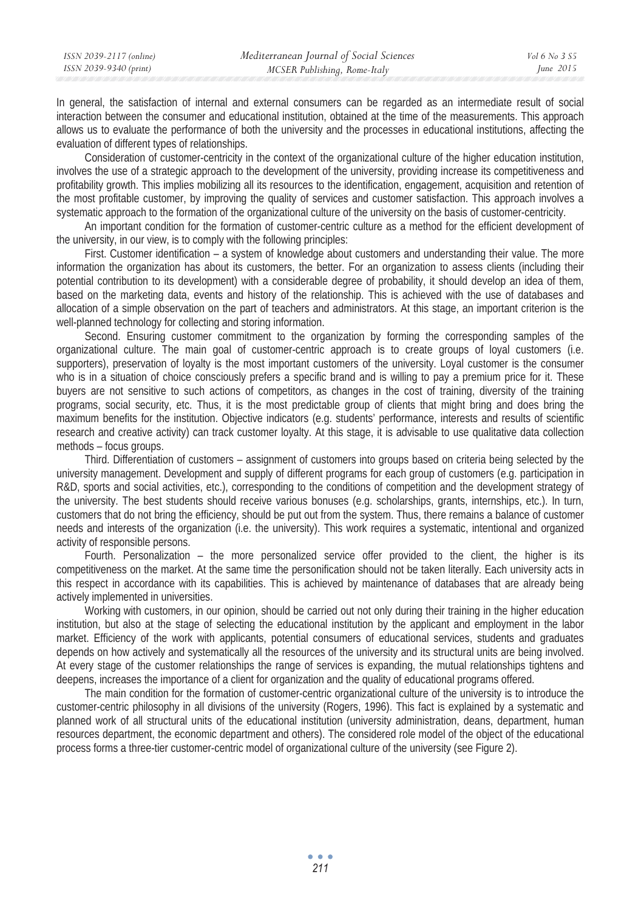In general, the satisfaction of internal and external consumers can be regarded as an intermediate result of social interaction between the consumer and educational institution, obtained at the time of the measurements. This approach allows us to evaluate the performance of both the university and the processes in educational institutions, affecting the evaluation of different types of relationships.

Consideration of customer-centricity in the context of the organizational culture of the higher education institution, involves the use of a strategic approach to the development of the university, providing increase its competitiveness and profitability growth. This implies mobilizing all its resources to the identification, engagement, acquisition and retention of the most profitable customer, by improving the quality of services and customer satisfaction. This approach involves a systematic approach to the formation of the organizational culture of the university on the basis of customer-centricity.

An important condition for the formation of customer-centric culture as a method for the efficient development of the university, in our view, is to comply with the following principles:

First. Customer identification – a system of knowledge about customers and understanding their value. The more information the organization has about its customers, the better. For an organization to assess clients (including their potential contribution to its development) with a considerable degree of probability, it should develop an idea of them, based on the marketing data, events and history of the relationship. This is achieved with the use of databases and allocation of a simple observation on the part of teachers and administrators. At this stage, an important criterion is the well-planned technology for collecting and storing information.

Second. Ensuring customer commitment to the organization by forming the corresponding samples of the organizational culture. The main goal of customer-centric approach is to create groups of loyal customers (i.e. supporters), preservation of loyalty is the most important customers of the university. Loyal customer is the consumer who is in a situation of choice consciously prefers a specific brand and is willing to pay a premium price for it. These buyers are not sensitive to such actions of competitors, as changes in the cost of training, diversity of the training programs, social security, etc. Thus, it is the most predictable group of clients that might bring and does bring the maximum benefits for the institution. Objective indicators (e.g. students' performance, interests and results of scientific research and creative activity) can track customer loyalty. At this stage, it is advisable to use qualitative data collection methods – focus groups.

Third. Differentiation of customers – assignment of customers into groups based on criteria being selected by the university management. Development and supply of different programs for each group of customers (e.g. participation in R&D, sports and social activities, etc.), corresponding to the conditions of competition and the development strategy of the university. The best students should receive various bonuses (e.g. scholarships, grants, internships, etc.). In turn, customers that do not bring the efficiency, should be put out from the system. Thus, there remains a balance of customer needs and interests of the organization (i.e. the university). This work requires a systematic, intentional and organized activity of responsible persons.

Fourth. Personalization – the more personalized service offer provided to the client, the higher is its competitiveness on the market. At the same time the personification should not be taken literally. Each university acts in this respect in accordance with its capabilities. This is achieved by maintenance of databases that are already being actively implemented in universities.

Working with customers, in our opinion, should be carried out not only during their training in the higher education institution, but also at the stage of selecting the educational institution by the applicant and employment in the labor market. Efficiency of the work with applicants, potential consumers of educational services, students and graduates depends on how actively and systematically all the resources of the university and its structural units are being involved. At every stage of the customer relationships the range of services is expanding, the mutual relationships tightens and deepens, increases the importance of a client for organization and the quality of educational programs offered.

The main condition for the formation of customer-centric organizational culture of the university is to introduce the customer-centric philosophy in all divisions of the university (Rogers, 1996). This fact is explained by a systematic and planned work of all structural units of the educational institution (university administration, deans, department, human resources department, the economic department and others). The considered role model of the object of the educational process forms a three-tier customer-centric model of organizational culture of the university (see Figure 2).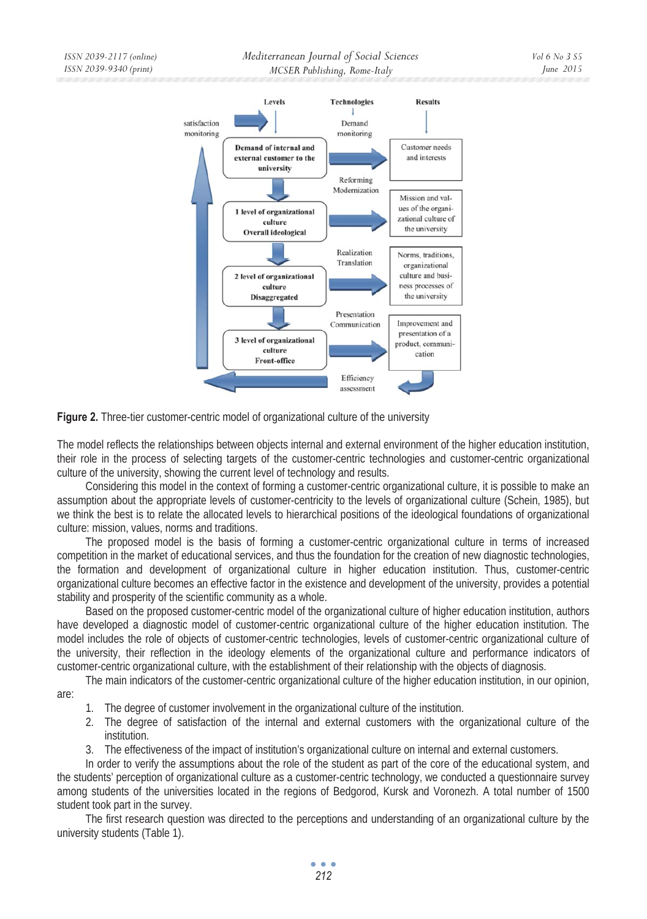Levels

Technologies

Results

satisfaction monitoring

Demand monitoring

Demand of internal and external customer to the university

Customer needs and interests

Reforming Modernization

1 level of organizational culture Overall ideological

Mission and values of the organizational culture of the university

Realization Translation

2 level of organizational culture Disaggregated

Norms, traditions, organizational culture and business processes of the university

Presentation Communication

3 level of organizational culture Front-office

Improvement and presentation of a product, communication

Efficiency assessment

**Figure 2.** Three-tier customer-centric model of organizational culture of the university

The model reflects the relationships between objects internal and external environment of the higher education institution, their role in the process of selecting targets of the customer-centric technologies and customer-centric organizational culture of the university, showing the current level of technology and results.

Considering this model in the context of forming a customer-centric organizational culture, it is possible to make an assumption about the appropriate levels of customer-centricity to the levels of organizational culture (Schein, 1985), but we think the best is to relate the allocated levels to hierarchical positions of the ideological foundations of organizational culture: mission, values, norms and traditions.

The proposed model is the basis of forming a customer-centric organizational culture in terms of increased competition in the market of educational services, and thus the foundation for the creation of new diagnostic technologies, the formation and development of organizational culture in higher education institution. Thus, customer-centric organizational culture becomes an effective factor in the existence and development of the university, provides a potential stability and prosperity of the scientific community as a whole.

Based on the proposed customer-centric model of the organizational culture of higher education institution, authors have developed a diagnostic model of customer-centric organizational culture of the higher education institution. The model includes the role of objects of customer-centric technologies, levels of customer-centric organizational culture of the university, their reflection in the ideology elements of the organizational culture and performance indicators of customer-centric organizational culture, with the establishment of their relationship with the objects of diagnosis.

The main indicators of the customer-centric organizational culture of the higher education institution, in our opinion, are:

1. The degree of customer involvement in the organizational culture of the institution.
2. The degree of satisfaction of the internal and external customers with the organizational culture of the institution.
3. The effectiveness of the impact of institution's organizational culture on internal and external customers.

In order to verify the assumptions about the role of the student as part of the core of the educational system, and the students' perception of organizational culture as a customer-centric technology, we conducted a questionnaire survey among students of the universities located in the regions of Bedgorod, Kursk and Voronezh. A total number of 1500 student took part in the survey.

The first research question was directed to the perceptions and understanding of an organizational culture by the university students (Table 1).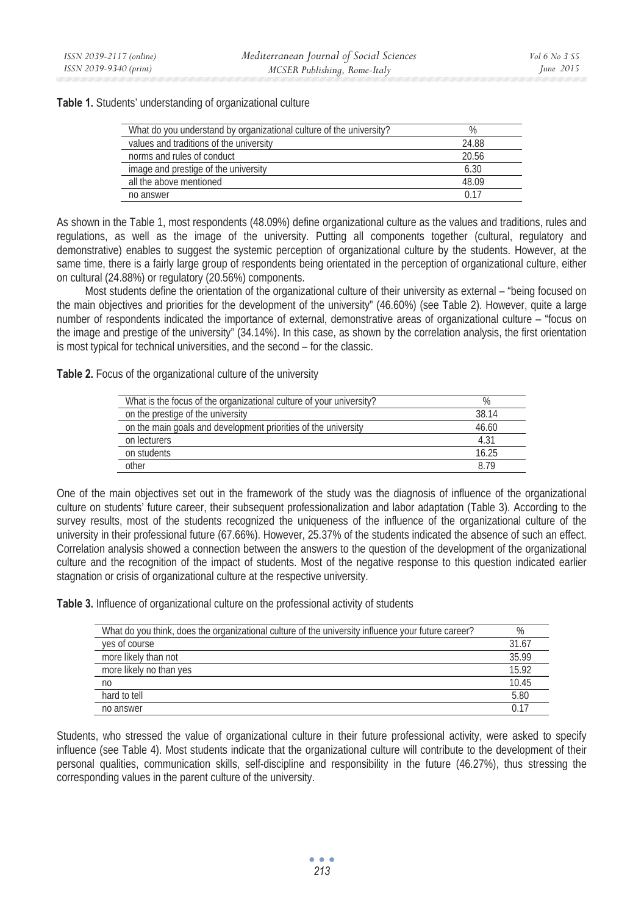**Table 1.** Students' understanding of organizational culture

| What do you understand by organizational culture of the university? | % |
|---|---|
| values and traditions of the university | 24.88 |
| norms and rules of conduct | 20.56 |
| image and prestige of the university | 6.30 |
| all the above mentioned | 48.09 |
| no answer | 0.17 |

As shown in the Table 1, most respondents (48.09%) define organizational culture as the values and traditions, rules and regulations, as well as the image of the university. Putting all components together (cultural, regulatory and demonstrative) enables to suggest the systemic perception of organizational culture by the students. However, at the same time, there is a fairly large group of respondents being orientated in the perception of organizational culture, either on cultural (24.88%) or regulatory (20.56%) components.

Most students define the orientation of the organizational culture of their university as external – "being focused on the main objectives and priorities for the development of the university" (46.60%) (see Table 2). However, quite a large number of respondents indicated the importance of external, demonstrative areas of organizational culture – "focus on the image and prestige of the university" (34.14%). In this case, as shown by the correlation analysis, the first orientation is most typical for technical universities, and the second – for the classic.

**Table 2.** Focus of the organizational culture of the university

| What is the focus of the organizational culture of your university? | % |
|---|---|
| on the prestige of the university | 38.14 |
| on the main goals and development priorities of the university | 46.60 |
| on lecturers | 4.31 |
| on students | 16.25 |
| other | 8.79 |

One of the main objectives set out in the framework of the study was the diagnosis of influence of the organizational culture on students' future career, their subsequent professionalization and labor adaptation (Table 3). According to the survey results, most of the students recognized the uniqueness of the influence of the organizational culture of the university in their professional future (67.66%). However, 25.37% of the students indicated the absence of such an effect. Correlation analysis showed a connection between the answers to the question of the development of the organizational culture and the recognition of the impact of students. Most of the negative response to this question indicated earlier stagnation or crisis of organizational culture at the respective university.

**Table 3.** Influence of organizational culture on the professional activity of students

| What do you think, does the organizational culture of the university influence your future career? | % |
|---|---|
| yes of course | 31.67 |
| more likely than not | 35.99 |
| more likely no than yes | 15.92 |
| no | 10.45 |
| hard to tell | 5.80 |
| no answer | 0.17 |

Students, who stressed the value of organizational culture in their future professional activity, were asked to specify influence (see Table 4). Most students indicate that the organizational culture will contribute to the development of their personal qualities, communication skills, self-discipline and responsibility in the future (46.27%), thus stressing the corresponding values in the parent culture of the university.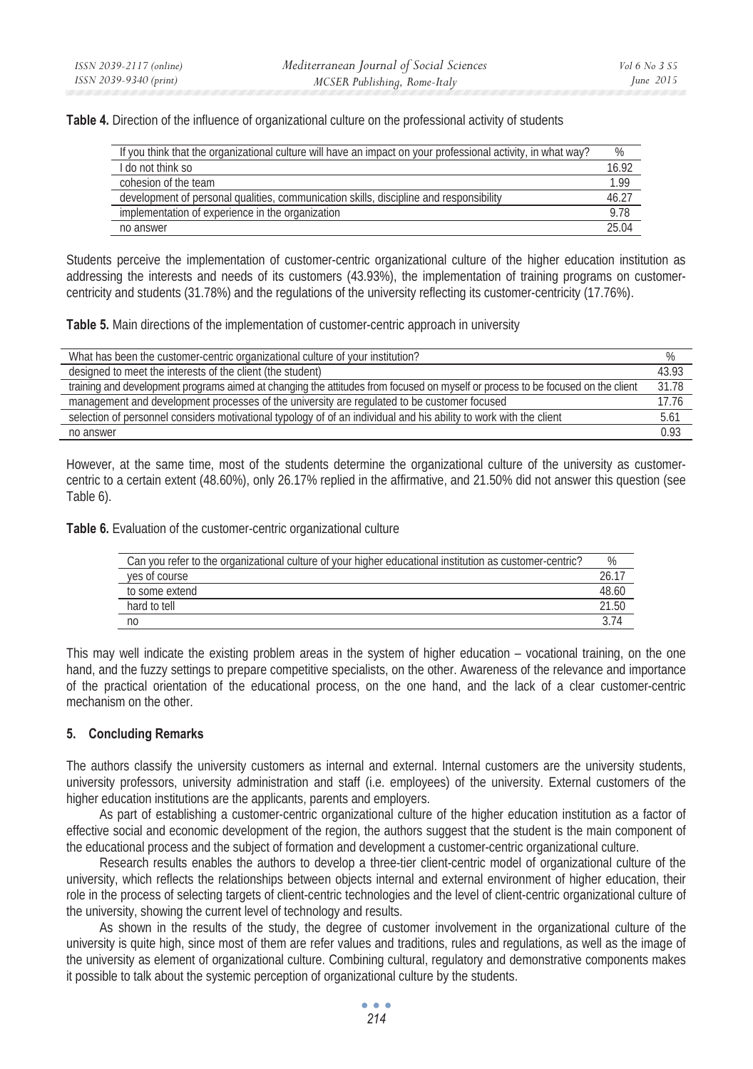**Table 4.** Direction of the influence of organizational culture on the professional activity of students

| If you think that the organizational culture will have an impact on your professional activity, in what way? | % |
|---|---|
| I do not think so | 16.92 |
| cohesion of the team | 1.99 |
| development of personal qualities, communication skills, discipline and responsibility | 46.27 |
| implementation of experience in the organization | 9.78 |
| no answer | 25.04 |

Students perceive the implementation of customer-centric organizational culture of the higher education institution as addressing the interests and needs of its customers (43.93%), the implementation of training programs on customer-centricity and students (31.78%) and the regulations of the university reflecting its customer-centricity (17.76%).

**Table 5.** Main directions of the implementation of customer-centric approach in university

| What has been the customer-centric organizational culture of your institution? | % |
|---|---|
| designed to meet the interests of the client (the student) | 43.93 |
| training and development programs aimed at changing the attitudes from focused on myself or process to be focused on the client | 31.78 |
| management and development processes of the university are regulated to be customer focused | 17.76 |
| selection of personnel considers motivational typology of of an individual and his ability to work with the client | 5.61 |
| no answer | 0.93 |

However, at the same time, most of the students determine the organizational culture of the university as customer-centric to a certain extent (48.60%), only 26.17% replied in the affirmative, and 21.50% did not answer this question (see Table 6).

**Table 6.** Evaluation of the customer-centric organizational culture

| Can you refer to the organizational culture of your higher educational institution as customer-centric? | % |
|---|---|
| yes of course | 26.17 |
| to some extend | 48.60 |
| hard to tell | 21.50 |
| no | 3.74 |

This may well indicate the existing problem areas in the system of higher education – vocational training, on the one hand, and the fuzzy settings to prepare competitive specialists, on the other. Awareness of the relevance and importance of the practical orientation of the educational process, on the one hand, and the lack of a clear customer-centric mechanism on the other.

## 5. Concluding Remarks

The authors classify the university customers as internal and external. Internal customers are the university students, university professors, university administration and staff (i.e. employees) of the university. External customers of the higher education institutions are the applicants, parents and employers.

As part of establishing a customer-centric organizational culture of the higher education institution as a factor of effective social and economic development of the region, the authors suggest that the student is the main component of the educational process and the subject of formation and development a customer-centric organizational culture.

Research results enables the authors to develop a three-tier client-centric model of organizational culture of the university, which reflects the relationships between objects internal and external environment of higher education, their role in the process of selecting targets of client-centric technologies and the level of client-centric organizational culture of the university, showing the current level of technology and results.

As shown in the results of the study, the degree of customer involvement in the organizational culture of the university is quite high, since most of them are refer values and traditions, rules and regulations, as well as the image of the university as element of organizational culture. Combining cultural, regulatory and demonstrative components makes it possible to talk about the systemic perception of organizational culture by the students.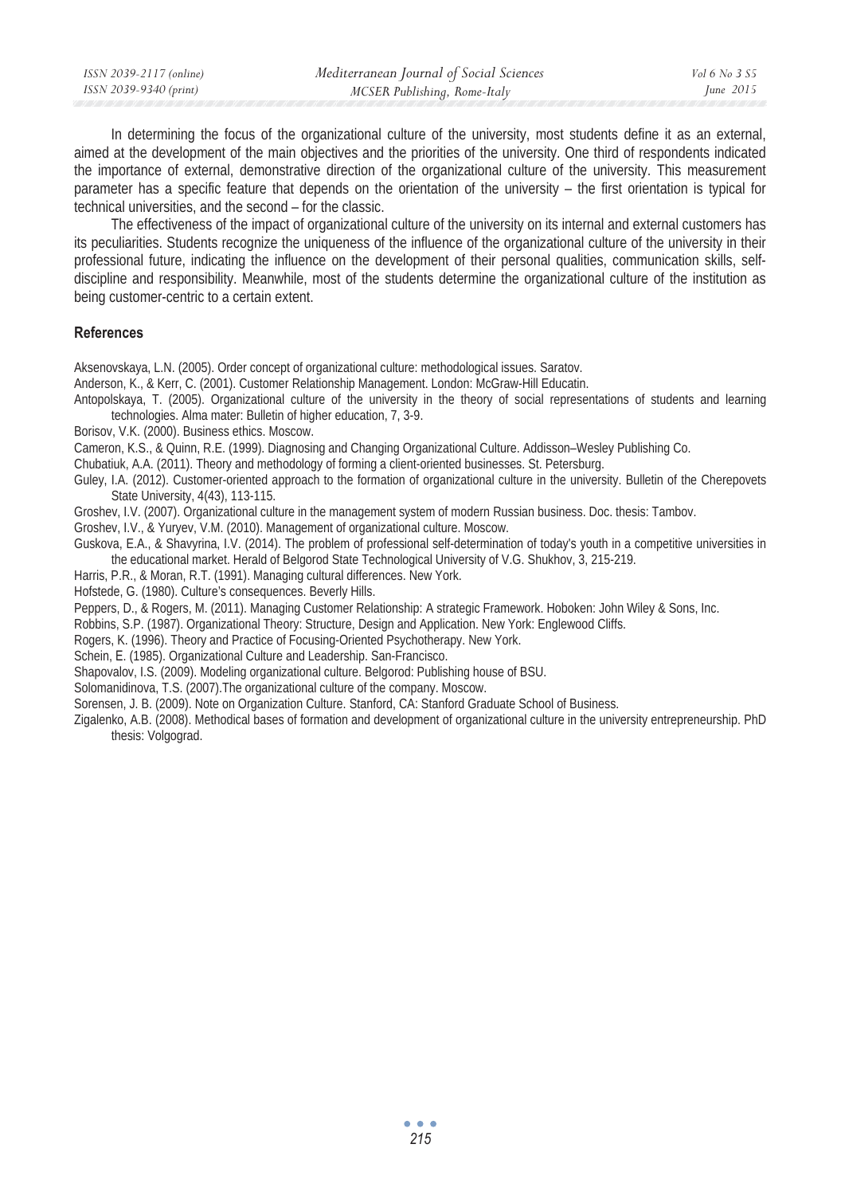In determining the focus of the organizational culture of the university, most students define it as an external, aimed at the development of the main objectives and the priorities of the university. One third of respondents indicated the importance of external, demonstrative direction of the organizational culture of the university. This measurement parameter has a specific feature that depends on the orientation of the university – the first orientation is typical for technical universities, and the second – for the classic.

The effectiveness of the impact of organizational culture of the university on its internal and external customers has its peculiarities. Students recognize the uniqueness of the influence of the organizational culture of the university in their professional future, indicating the influence on the development of their personal qualities, communication skills, self-discipline and responsibility. Meanwhile, most of the students determine the organizational culture of the institution as being customer-centric to a certain extent.

## References

Aksenovskaya, L.N. (2005). Order concept of organizational culture: methodological issues. Saratov.

Anderson, K., & Kerr, C. (2001). Customer Relationship Management. London: McGraw-Hill Educatin.

Antopolskaya, T. (2005). Organizational culture of the university in the theory of social representations of students and learning technologies. Alma mater: Bulletin of higher education, 7, 3-9.

Borisov, V.K. (2000). Business ethics. Moscow.

Cameron, K.S., & Quinn, R.E. (1999). Diagnosing and Changing Organizational Culture. Addisson–Wesley Publishing Co.

Chubatiuk, A.A. (2011). Theory and methodology of forming a client-oriented businesses. St. Petersburg.

Guley, I.A. (2012). Customer-oriented approach to the formation of organizational culture in the university. Bulletin of the Cherepovets State University, 4(43), 113-115.

Groshev, I.V. (2007). Organizational culture in the management system of modern Russian business. Doc. thesis: Tambov.

Groshev, I.V., & Yuryev, V.M. (2010). Management of organizational culture. Moscow.

Guskova, E.A., & Shavyrina, I.V. (2014). The problem of professional self-determination of today's youth in a competitive universities in the educational market. Herald of Belgorod State Technological University of V.G. Shukhov, 3, 215-219.

Harris, P.R., & Moran, R.T. (1991). Managing cultural differences. New York.

Hofstede, G. (1980). Culture's consequences. Beverly Hills.

Peppers, D., & Rogers, M. (2011). Managing Customer Relationship: A strategic Framework. Hoboken: John Wiley & Sons, Inc.

Robbins, S.P. (1987). Organizational Theory: Structure, Design and Application. New York: Englewood Cliffs.

Rogers, K. (1996). Theory and Practice of Focusing-Oriented Psychotherapy. New York.

Schein, E. (1985). Organizational Culture and Leadership. San-Francisco.

Shapovalov, I.S. (2009). Modeling organizational culture. Belgorod: Publishing house of BSU.

Solomanidinova, T.S. (2007).The organizational culture of the company. Moscow.

Sorensen, J. B. (2009). Note on Organization Culture. Stanford, CA: Stanford Graduate School of Business.

Zigalenko, A.B. (2008). Methodical bases of formation and development of organizational culture in the university entrepreneurship. PhD thesis: Volgograd.